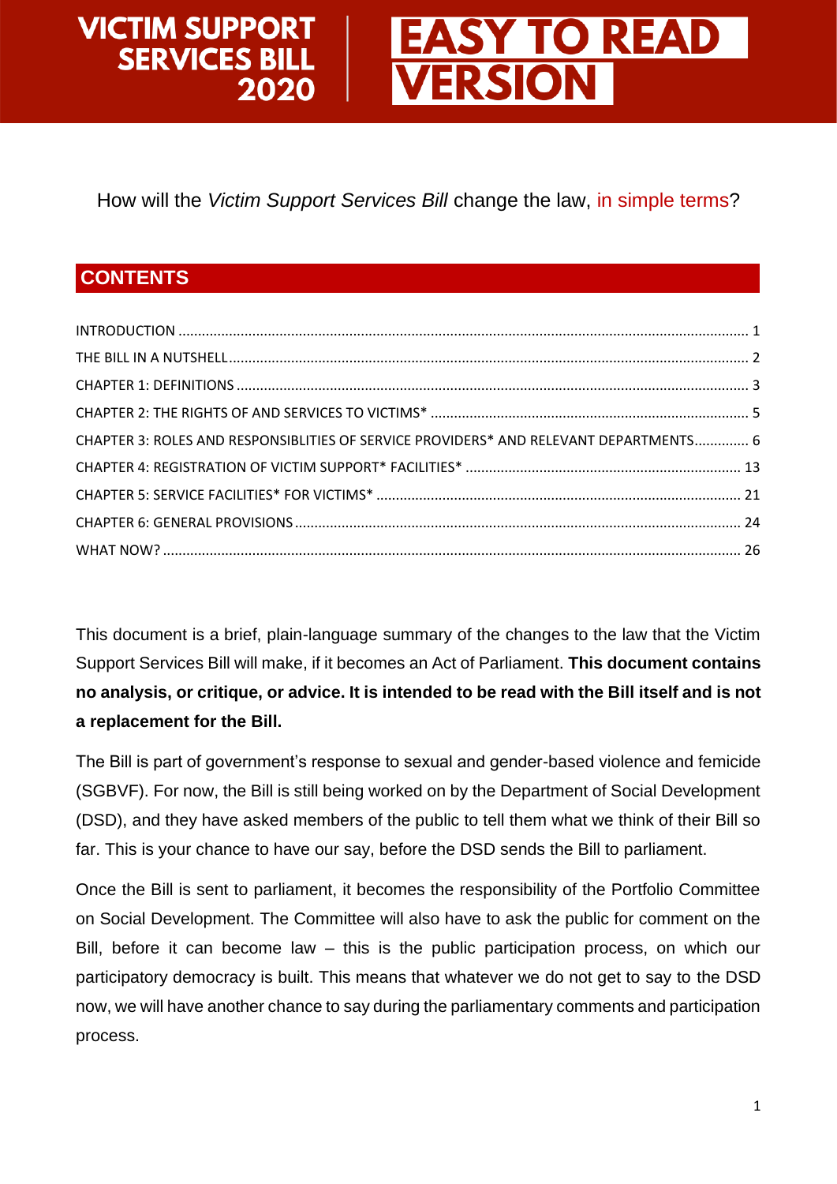# VICTIM SUPPORT SERVICES BILL 2020

# EASY TO READ VERSION

How will the *Victim Support Services Bill* change the law, in simple terms?

## CONTENTS

INTRODUCTION ..... 1
THE BILL IN A NUTSHELL ..... 2
CHAPTER 1: DEFINITIONS ..... 3
CHAPTER 2: THE RIGHTS OF AND SERVICES TO VICTIMS* ..... 5
CHAPTER 3: ROLES AND RESPONSIBLITIES OF SERVICE PROVIDERS* AND RELEVANT DEPARTMENTS ..... 6
CHAPTER 4: REGISTRATION OF VICTIM SUPPORT* FACILITIES* ..... 13
CHAPTER 5: SERVICE FACILITIES* FOR VICTIMS* ..... 21
CHAPTER 6: GENERAL PROVISIONS ..... 24
WHAT NOW? ..... 26

This document is a brief, plain-language summary of the changes to the law that the Victim Support Services Bill will make, if it becomes an Act of Parliament. **This document contains no analysis, or critique, or advice. It is intended to be read with the Bill itself and is not a replacement for the Bill.**

The Bill is part of government's response to sexual and gender-based violence and femicide (SGBVF). For now, the Bill is still being worked on by the Department of Social Development (DSD), and they have asked members of the public to tell them what we think of their Bill so far. This is your chance to have our say, before the DSD sends the Bill to parliament.

Once the Bill is sent to parliament, it becomes the responsibility of the Portfolio Committee on Social Development. The Committee will also have to ask the public for comment on the Bill, before it can become law – this is the public participation process, on which our participatory democracy is built. This means that whatever we do not get to say to the DSD now, we will have another chance to say during the parliamentary comments and participation process.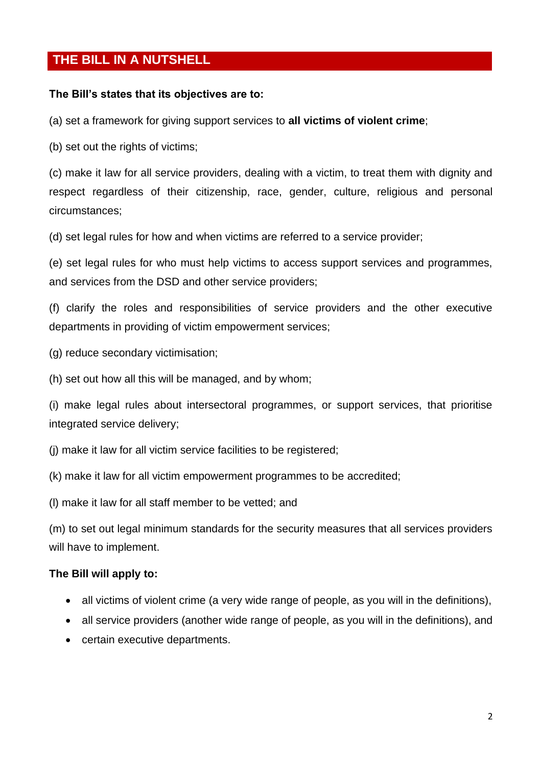## THE BILL IN A NUTSHELL

**The Bill's states that its objectives are to:**

(a) set a framework for giving support services to **all victims of violent crime**;

(b) set out the rights of victims;

(c) make it law for all service providers, dealing with a victim, to treat them with dignity and respect regardless of their citizenship, race, gender, culture, religious and personal circumstances;

(d) set legal rules for how and when victims are referred to a service provider;

(e) set legal rules for who must help victims to access support services and programmes, and services from the DSD and other service providers;

(f) clarify the roles and responsibilities of service providers and the other executive departments in providing of victim empowerment services;

(g) reduce secondary victimisation;

(h) set out how all this will be managed, and by whom;

(i) make legal rules about intersectoral programmes, or support services, that prioritise integrated service delivery;

(j) make it law for all victim service facilities to be registered;

(k) make it law for all victim empowerment programmes to be accredited;

(l) make it law for all staff member to be vetted; and

(m) to set out legal minimum standards for the security measures that all services providers will have to implement.

**The Bill will apply to:**

- all victims of violent crime (a very wide range of people, as you will in the definitions),
- all service providers (another wide range of people, as you will in the definitions), and
- certain executive departments.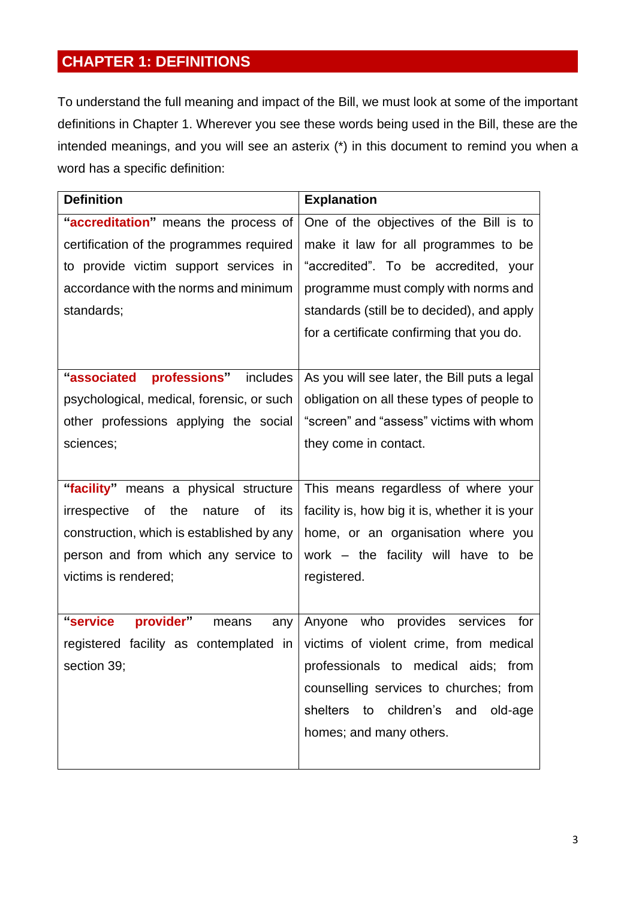## CHAPTER 1: DEFINITIONS

To understand the full meaning and impact of the Bill, we must look at some of the important definitions in Chapter 1. Wherever you see these words being used in the Bill, these are the intended meanings, and you will see an asterix (*) in this document to remind you when a word has a specific definition:

| Definition | Explanation |
|---|---|
| **"accreditation"** means the process of certification of the programmes required to provide victim support services in accordance with the norms and minimum standards; | One of the objectives of the Bill is to make it law for all programmes to be "accredited". To be accredited, your programme must comply with norms and standards (still be to decided), and apply for a certificate confirming that you do. |
| **"associated professions"** includes psychological, medical, forensic, or such other professions applying the social sciences; | As you will see later, the Bill puts a legal obligation on all these types of people to "screen" and "assess" victims with whom they come in contact. |
| **"facility"** means a physical structure irrespective of the nature of its construction, which is established by any person and from which any service to victims is rendered; | This means regardless of where your facility is, how big it is, whether it is your home, or an organisation where you work – the facility will have to be registered. |
| **"service provider"** means any registered facility as contemplated in section 39; | Anyone who provides services for victims of violent crime, from medical professionals to medical aids; from counselling services to churches; from shelters to children's and old-age homes; and many others. |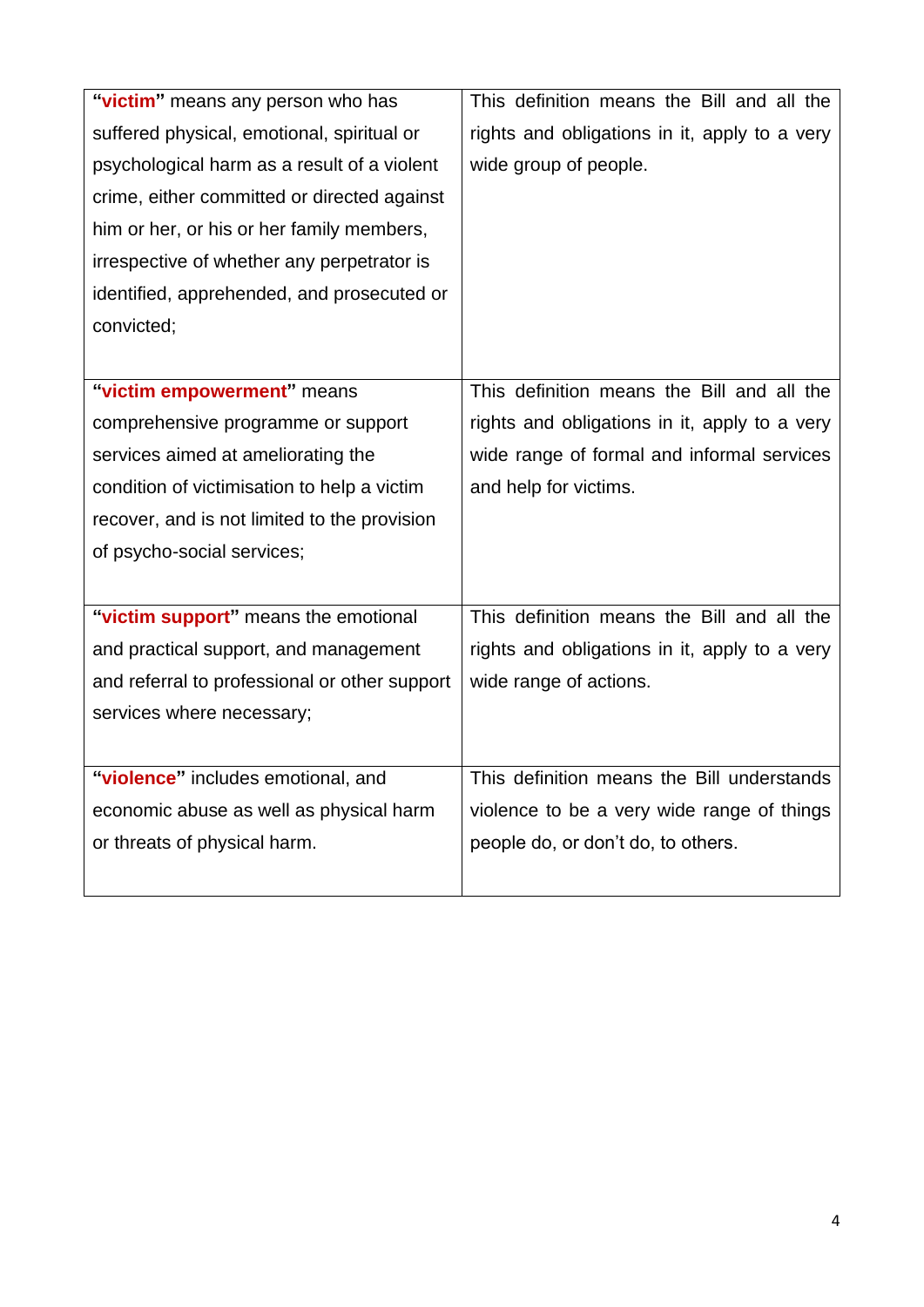| | |
|---|---|
| **"victim"** means any person who has suffered physical, emotional, spiritual or psychological harm as a result of a violent crime, either committed or directed against him or her, or his or her family members, irrespective of whether any perpetrator is identified, apprehended, and prosecuted or convicted; | This definition means the Bill and all the rights and obligations in it, apply to a very wide group of people. |
| **"victim empowerment"** means comprehensive programme or support services aimed at ameliorating the condition of victimisation to help a victim recover, and is not limited to the provision of psycho-social services; | This definition means the Bill and all the rights and obligations in it, apply to a very wide range of formal and informal services and help for victims. |
| **"victim support"** means the emotional and practical support, and management and referral to professional or other support services where necessary; | This definition means the Bill and all the rights and obligations in it, apply to a very wide range of actions. |
| **"violence"** includes emotional, and economic abuse as well as physical harm or threats of physical harm. | This definition means the Bill understands violence to be a very wide range of things people do, or don't do, to others. |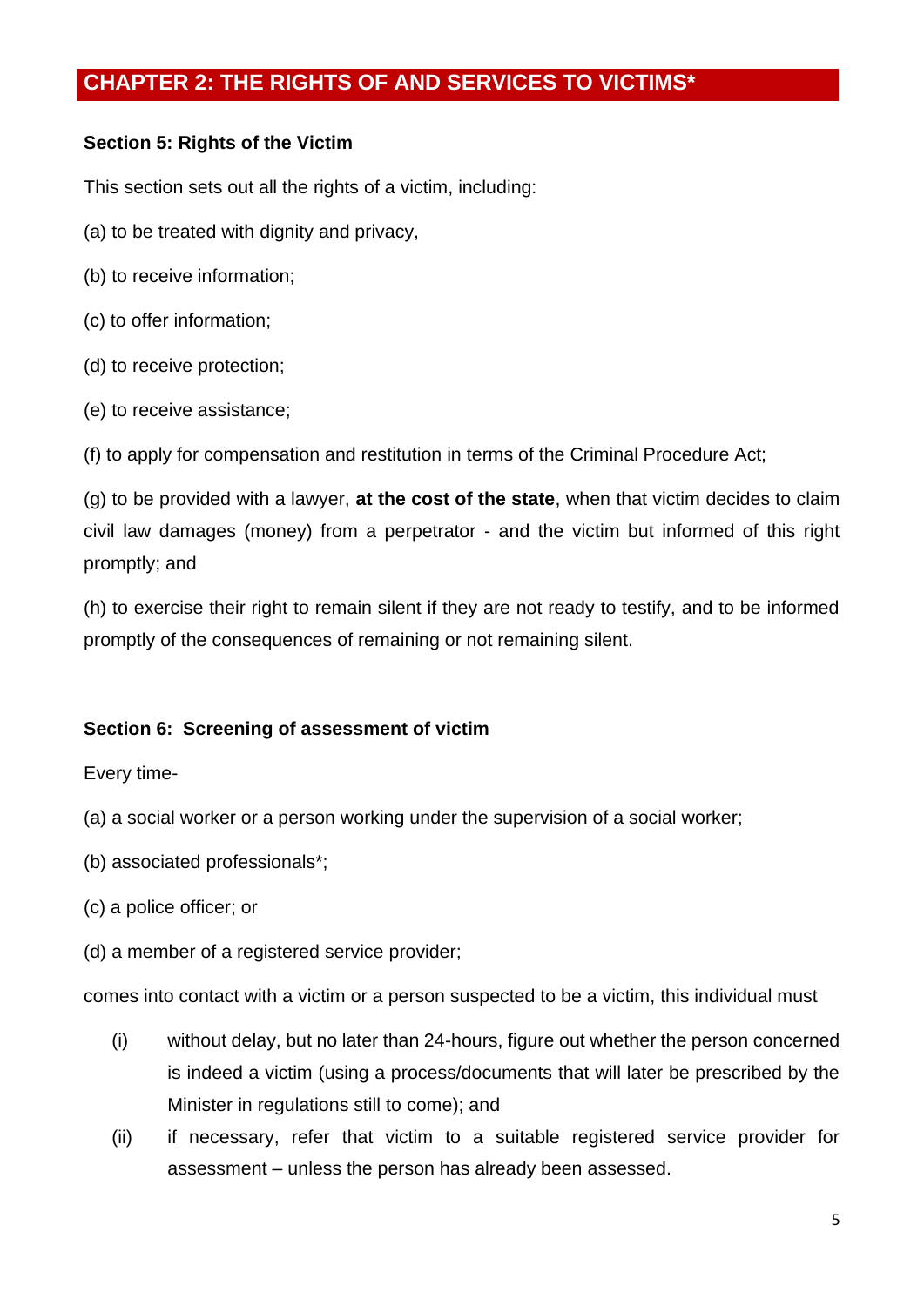## CHAPTER 2: THE RIGHTS OF AND SERVICES TO VICTIMS*

**Section 5: Rights of the Victim**

This section sets out all the rights of a victim, including:

(a) to be treated with dignity and privacy,

(b) to receive information;

(c) to offer information;

(d) to receive protection;

(e) to receive assistance;

(f) to apply for compensation and restitution in terms of the Criminal Procedure Act;

(g) to be provided with a lawyer, **at the cost of the state**, when that victim decides to claim civil law damages (money) from a perpetrator - and the victim but informed of this right promptly; and

(h) to exercise their right to remain silent if they are not ready to testify, and to be informed promptly of the consequences of remaining or not remaining silent.

**Section 6: Screening of assessment of victim**

Every time-

(a) a social worker or a person working under the supervision of a social worker;

(b) associated professionals*;

(c) a police officer; or

(d) a member of a registered service provider;

comes into contact with a victim or a person suspected to be a victim, this individual must

(i) without delay, but no later than 24-hours, figure out whether the person concerned is indeed a victim (using a process/documents that will later be prescribed by the Minister in regulations still to come); and

(ii) if necessary, refer that victim to a suitable registered service provider for assessment – unless the person has already been assessed.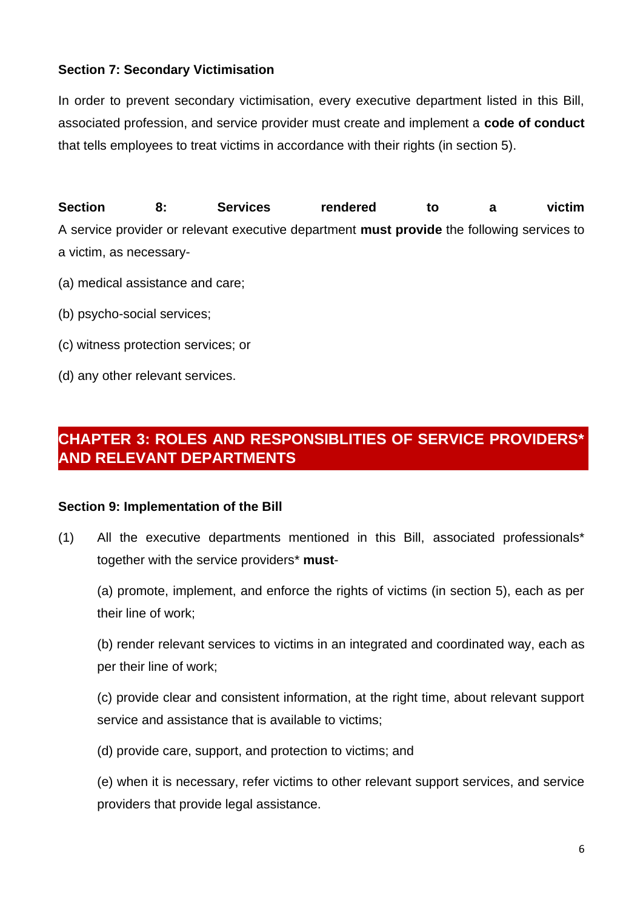**Section 7: Secondary Victimisation**

In order to prevent secondary victimisation, every executive department listed in this Bill, associated profession, and service provider must create and implement a **code of conduct** that tells employees to treat victims in accordance with their rights (in section 5).

**Section 8: Services rendered to a victim**

A service provider or relevant executive department **must provide** the following services to a victim, as necessary-

(a) medical assistance and care;

(b) psycho-social services;

(c) witness protection services; or

(d) any other relevant services.

## CHAPTER 3: ROLES AND RESPONSIBLITIES OF SERVICE PROVIDERS* AND RELEVANT DEPARTMENTS

**Section 9: Implementation of the Bill**

(1) All the executive departments mentioned in this Bill, associated professionals* together with the service providers* **must**-

(a) promote, implement, and enforce the rights of victims (in section 5), each as per their line of work;

(b) render relevant services to victims in an integrated and coordinated way, each as per their line of work;

(c) provide clear and consistent information, at the right time, about relevant support service and assistance that is available to victims;

(d) provide care, support, and protection to victims; and

(e) when it is necessary, refer victims to other relevant support services, and service providers that provide legal assistance.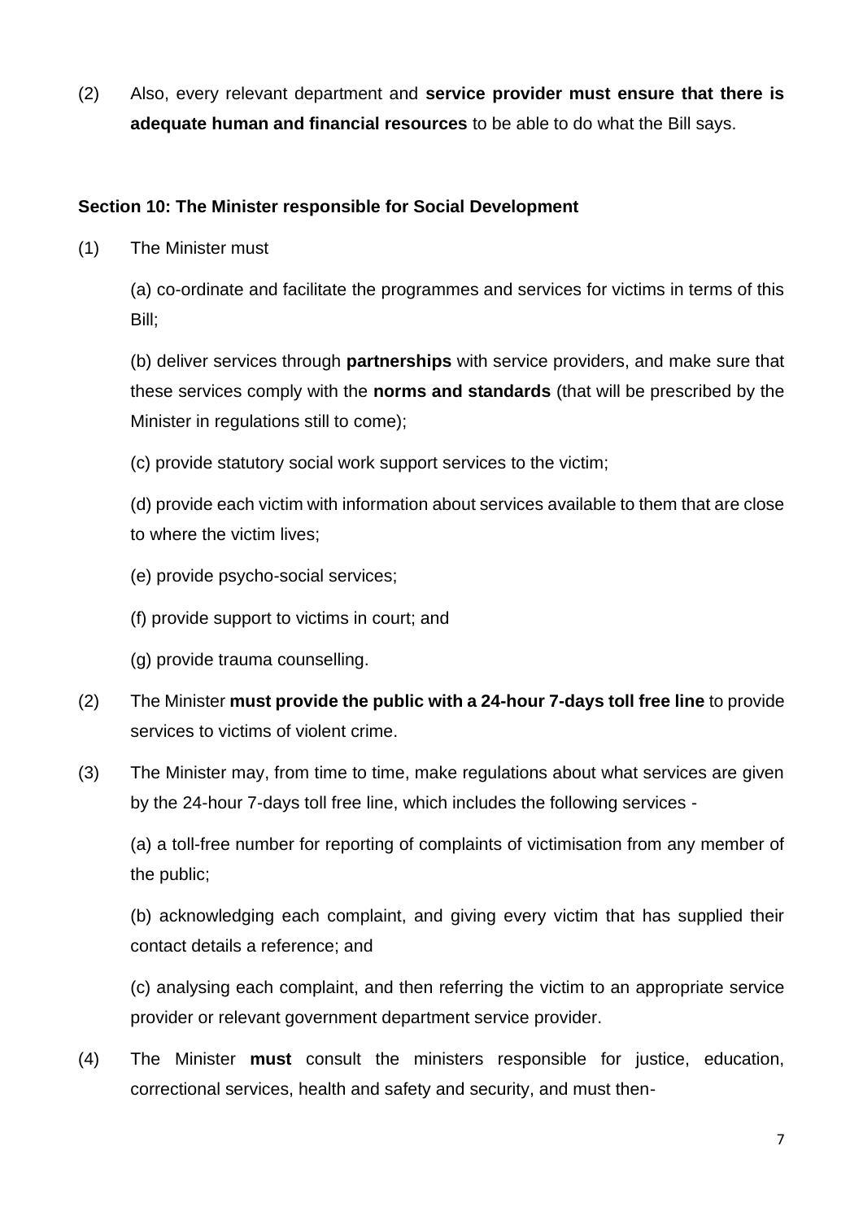(2) Also, every relevant department and **service provider must ensure that there is adequate human and financial resources** to be able to do what the Bill says.

**Section 10: The Minister responsible for Social Development**

(1) The Minister must

(a) co-ordinate and facilitate the programmes and services for victims in terms of this Bill;

(b) deliver services through **partnerships** with service providers, and make sure that these services comply with the **norms and standards** (that will be prescribed by the Minister in regulations still to come);

(c) provide statutory social work support services to the victim;

(d) provide each victim with information about services available to them that are close to where the victim lives;

(e) provide psycho-social services;

(f) provide support to victims in court; and

(g) provide trauma counselling.

(2) The Minister **must provide the public with a 24-hour 7-days toll free line** to provide services to victims of violent crime.

(3) The Minister may, from time to time, make regulations about what services are given by the 24-hour 7-days toll free line, which includes the following services -

(a) a toll-free number for reporting of complaints of victimisation from any member of the public;

(b) acknowledging each complaint, and giving every victim that has supplied their contact details a reference; and

(c) analysing each complaint, and then referring the victim to an appropriate service provider or relevant government department service provider.

(4) The Minister **must** consult the ministers responsible for justice, education, correctional services, health and safety and security, and must then-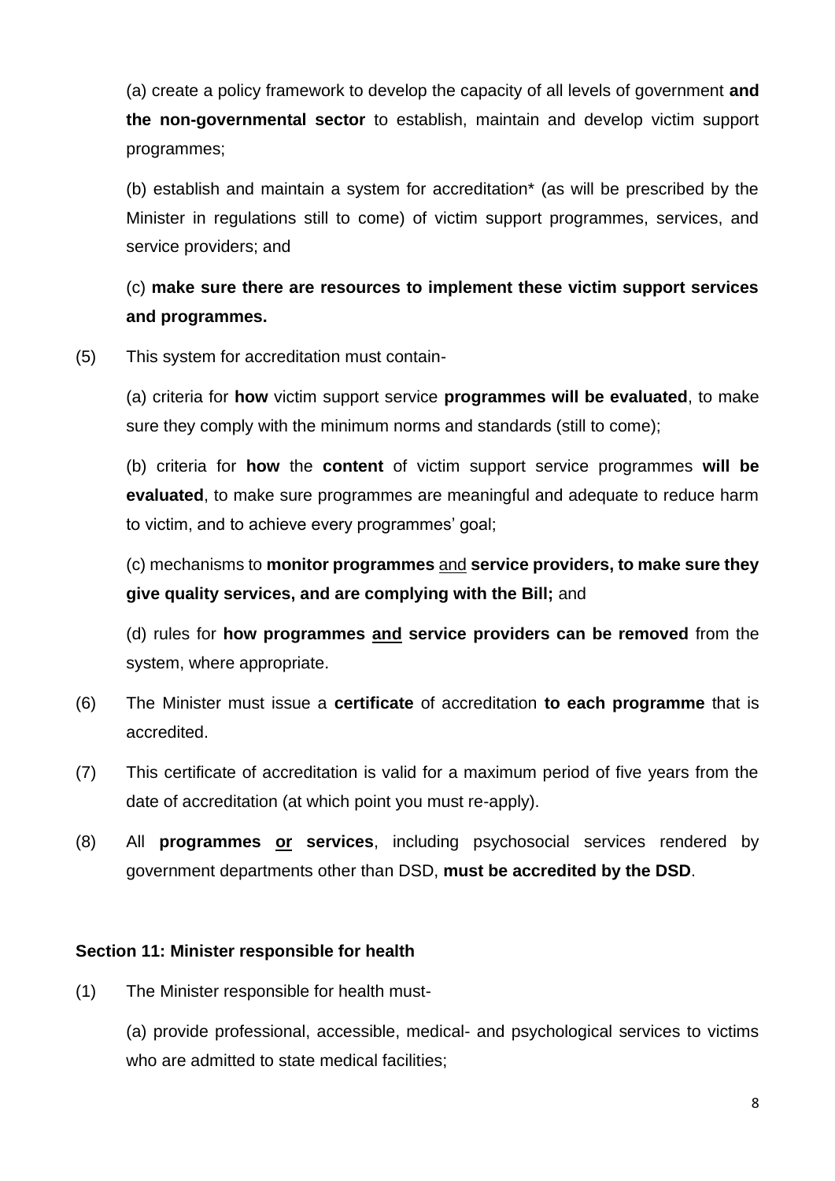(a) create a policy framework to develop the capacity of all levels of government **and the non-governmental sector** to establish, maintain and develop victim support programmes;

(b) establish and maintain a system for accreditation* (as will be prescribed by the Minister in regulations still to come) of victim support programmes, services, and service providers; and

(c) **make sure there are resources to implement these victim support services and programmes.**

(5) This system for accreditation must contain-

(a) criteria for **how** victim support service **programmes will be evaluated**, to make sure they comply with the minimum norms and standards (still to come);

(b) criteria for **how** the **content** of victim support service programmes **will be evaluated**, to make sure programmes are meaningful and adequate to reduce harm to victim, and to achieve every programmes' goal;

(c) mechanisms to **monitor programmes** and **service providers, to make sure they give quality services, and are complying with the Bill;** and

(d) rules for **how programmes and service providers can be removed** from the system, where appropriate.

(6) The Minister must issue a **certificate** of accreditation **to each programme** that is accredited.

(7) This certificate of accreditation is valid for a maximum period of five years from the date of accreditation (at which point you must re-apply).

(8) All **programmes or services**, including psychosocial services rendered by government departments other than DSD, **must be accredited by the DSD**.

**Section 11: Minister responsible for health**

(1) The Minister responsible for health must-

(a) provide professional, accessible, medical- and psychological services to victims who are admitted to state medical facilities;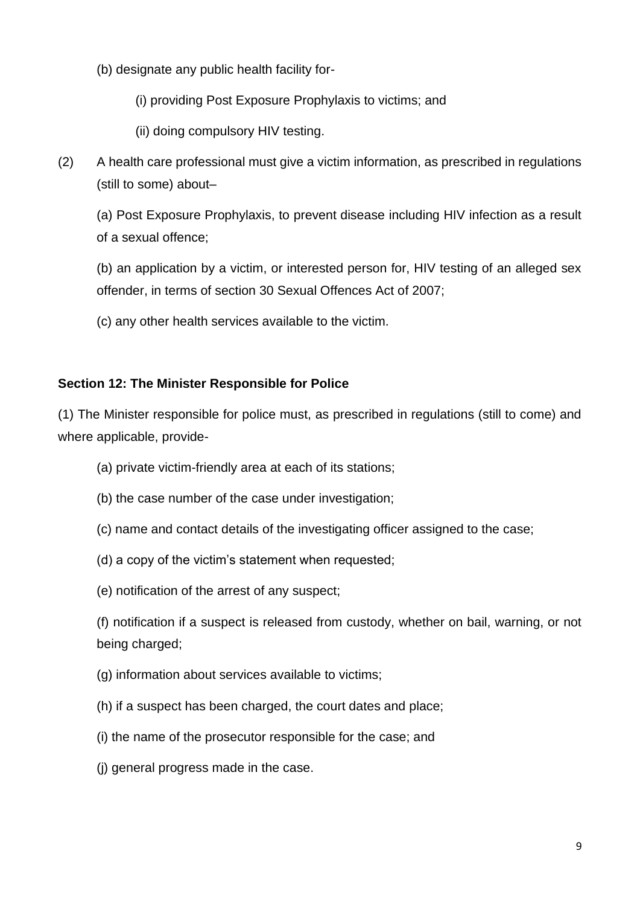(b) designate any public health facility for-

(i) providing Post Exposure Prophylaxis to victims; and

(ii) doing compulsory HIV testing.

(2) A health care professional must give a victim information, as prescribed in regulations (still to some) about–

(a) Post Exposure Prophylaxis, to prevent disease including HIV infection as a result of a sexual offence;

(b) an application by a victim, or interested person for, HIV testing of an alleged sex offender, in terms of section 30 Sexual Offences Act of 2007;

(c) any other health services available to the victim.

**Section 12: The Minister Responsible for Police**

(1) The Minister responsible for police must, as prescribed in regulations (still to come) and where applicable, provide-

(a) private victim-friendly area at each of its stations;

(b) the case number of the case under investigation;

(c) name and contact details of the investigating officer assigned to the case;

(d) a copy of the victim's statement when requested;

(e) notification of the arrest of any suspect;

(f) notification if a suspect is released from custody, whether on bail, warning, or not being charged;

(g) information about services available to victims;

(h) if a suspect has been charged, the court dates and place;

(i) the name of the prosecutor responsible for the case; and

(j) general progress made in the case.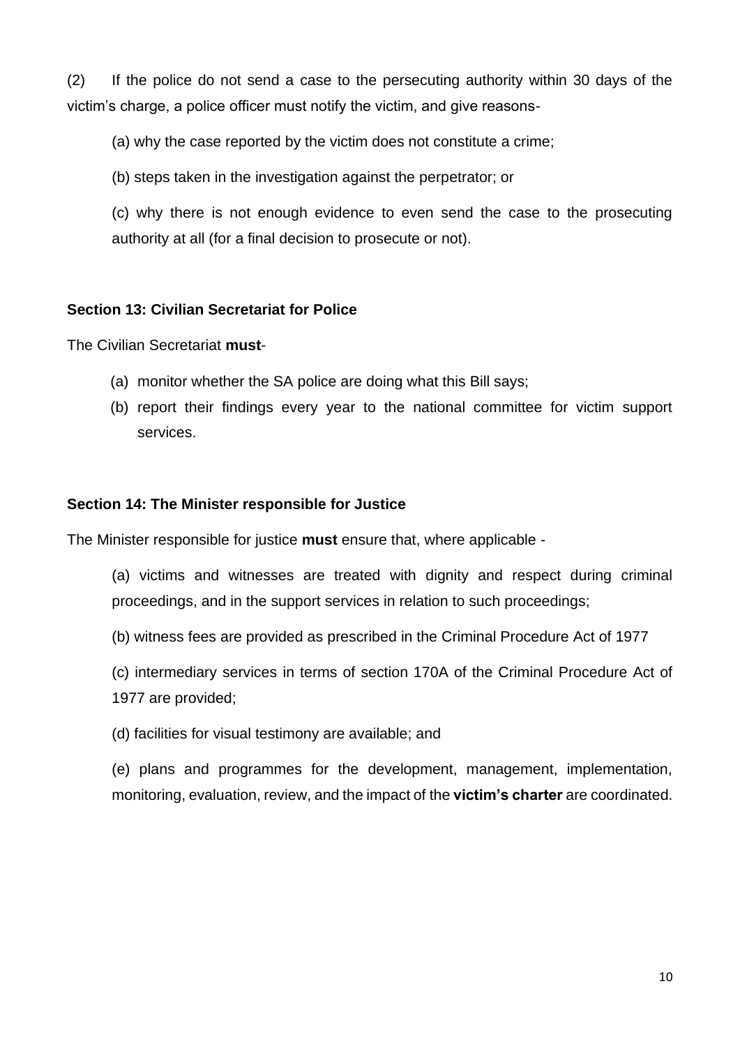(2) If the police do not send a case to the persecuting authority within 30 days of the victim's charge, a police officer must notify the victim, and give reasons-

(a) why the case reported by the victim does not constitute a crime;

(b) steps taken in the investigation against the perpetrator; or

(c) why there is not enough evidence to even send the case to the prosecuting authority at all (for a final decision to prosecute or not).

**Section 13: Civilian Secretariat for Police**

The Civilian Secretariat **must**-

(a) monitor whether the SA police are doing what this Bill says;
(b) report their findings every year to the national committee for victim support services.

**Section 14: The Minister responsible for Justice**

The Minister responsible for justice **must** ensure that, where applicable -

(a) victims and witnesses are treated with dignity and respect during criminal proceedings, and in the support services in relation to such proceedings;

(b) witness fees are provided as prescribed in the Criminal Procedure Act of 1977

(c) intermediary services in terms of section 170A of the Criminal Procedure Act of 1977 are provided;

(d) facilities for visual testimony are available; and

(e) plans and programmes for the development, management, implementation, monitoring, evaluation, review, and the impact of the **victim's charter** are coordinated.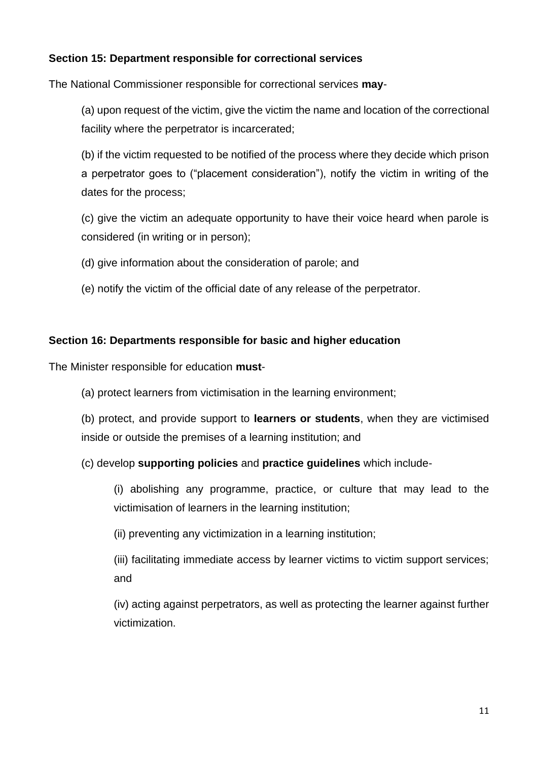**Section 15: Department responsible for correctional services**

The National Commissioner responsible for correctional services **may**-

(a) upon request of the victim, give the victim the name and location of the correctional facility where the perpetrator is incarcerated;

(b) if the victim requested to be notified of the process where they decide which prison a perpetrator goes to ("placement consideration"), notify the victim in writing of the dates for the process;

(c) give the victim an adequate opportunity to have their voice heard when parole is considered (in writing or in person);

(d) give information about the consideration of parole; and

(e) notify the victim of the official date of any release of the perpetrator.

**Section 16: Departments responsible for basic and higher education**

The Minister responsible for education **must**-

(a) protect learners from victimisation in the learning environment;

(b) protect, and provide support to **learners or students**, when they are victimised inside or outside the premises of a learning institution; and

(c) develop **supporting policies** and **practice guidelines** which include-

> (i) abolishing any programme, practice, or culture that may lead to the victimisation of learners in the learning institution;
>
> (ii) preventing any victimization in a learning institution;
>
> (iii) facilitating immediate access by learner victims to victim support services; and
>
> (iv) acting against perpetrators, as well as protecting the learner against further victimization.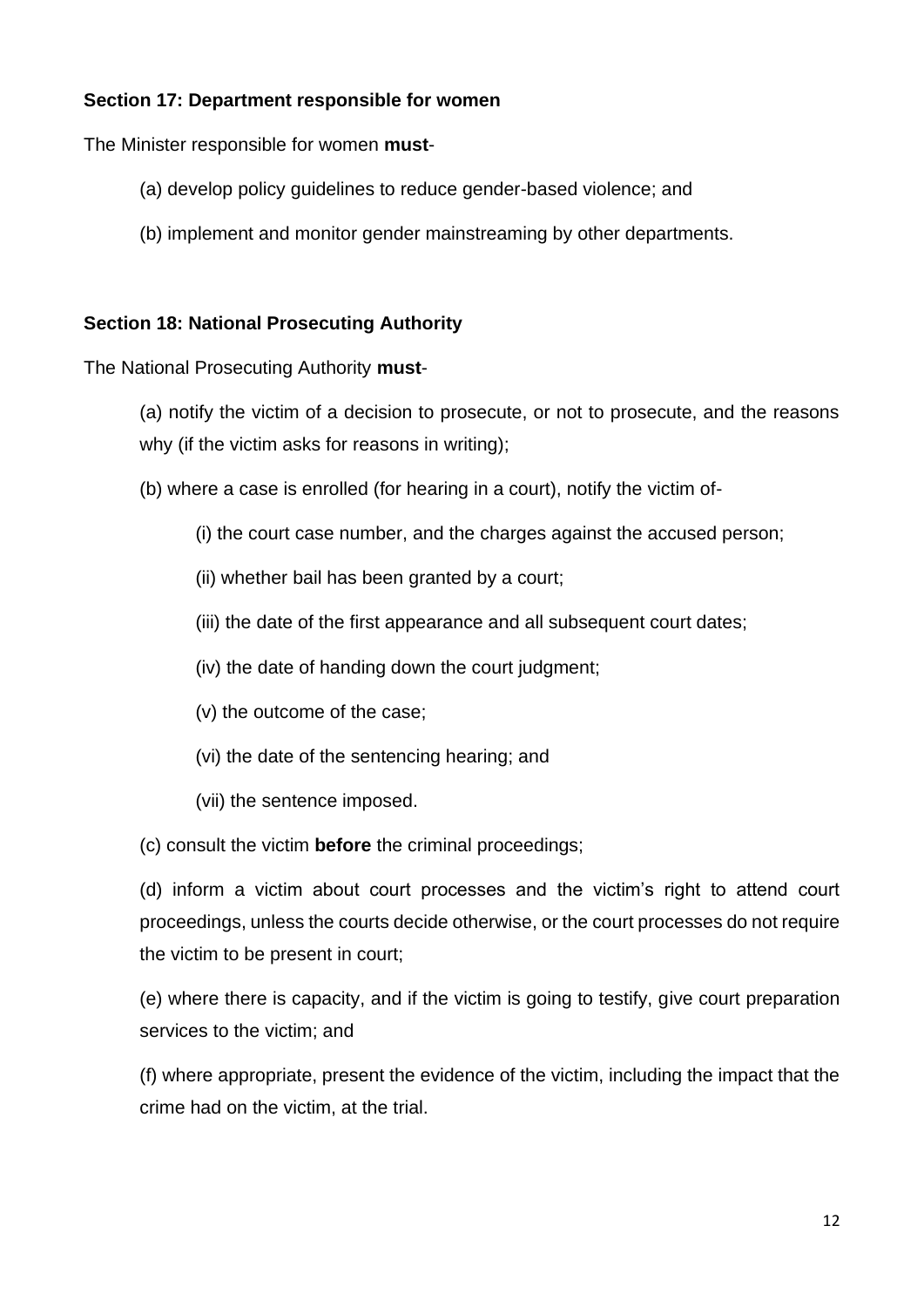### Section 17: Department responsible for women

The Minister responsible for women **must**-

(a) develop policy guidelines to reduce gender-based violence; and

(b) implement and monitor gender mainstreaming by other departments.

### Section 18: National Prosecuting Authority

The National Prosecuting Authority **must**-

(a) notify the victim of a decision to prosecute, or not to prosecute, and the reasons why (if the victim asks for reasons in writing);

(b) where a case is enrolled (for hearing in a court), notify the victim of-

(i) the court case number, and the charges against the accused person;

(ii) whether bail has been granted by a court;

(iii) the date of the first appearance and all subsequent court dates;

(iv) the date of handing down the court judgment;

(v) the outcome of the case;

(vi) the date of the sentencing hearing; and

(vii) the sentence imposed.

(c) consult the victim **before** the criminal proceedings;

(d) inform a victim about court processes and the victim's right to attend court proceedings, unless the courts decide otherwise, or the court processes do not require the victim to be present in court;

(e) where there is capacity, and if the victim is going to testify, give court preparation services to the victim; and

(f) where appropriate, present the evidence of the victim, including the impact that the crime had on the victim, at the trial.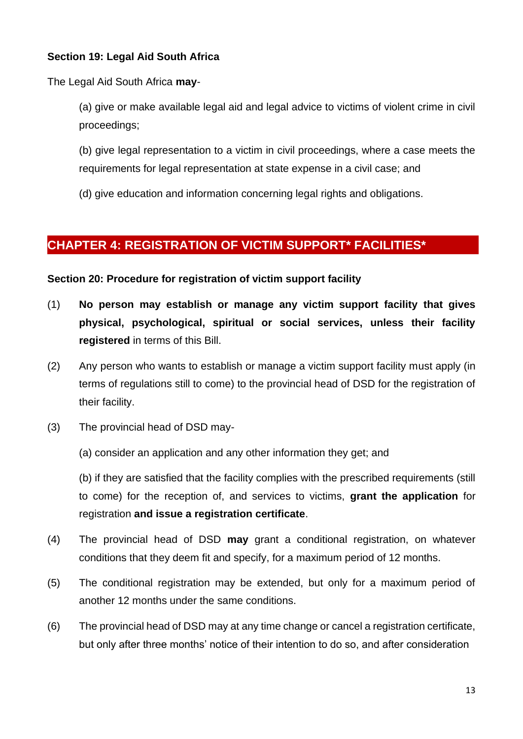**Section 19: Legal Aid South Africa**

The Legal Aid South Africa **may**-

(a) give or make available legal aid and legal advice to victims of violent crime in civil proceedings;

(b) give legal representation to a victim in civil proceedings, where a case meets the requirements for legal representation at state expense in a civil case; and

(d) give education and information concerning legal rights and obligations.

## CHAPTER 4: REGISTRATION OF VICTIM SUPPORT* FACILITIES*

**Section 20: Procedure for registration of victim support facility**

(1) **No person may establish or manage any victim support facility that gives physical, psychological, spiritual or social services, unless their facility registered** in terms of this Bill.

(2) Any person who wants to establish or manage a victim support facility must apply (in terms of regulations still to come) to the provincial head of DSD for the registration of their facility.

(3) The provincial head of DSD may-

(a) consider an application and any other information they get; and

(b) if they are satisfied that the facility complies with the prescribed requirements (still to come) for the reception of, and services to victims, **grant the application** for registration **and issue a registration certificate**.

(4) The provincial head of DSD **may** grant a conditional registration, on whatever conditions that they deem fit and specify, for a maximum period of 12 months.

(5) The conditional registration may be extended, but only for a maximum period of another 12 months under the same conditions.

(6) The provincial head of DSD may at any time change or cancel a registration certificate, but only after three months' notice of their intention to do so, and after consideration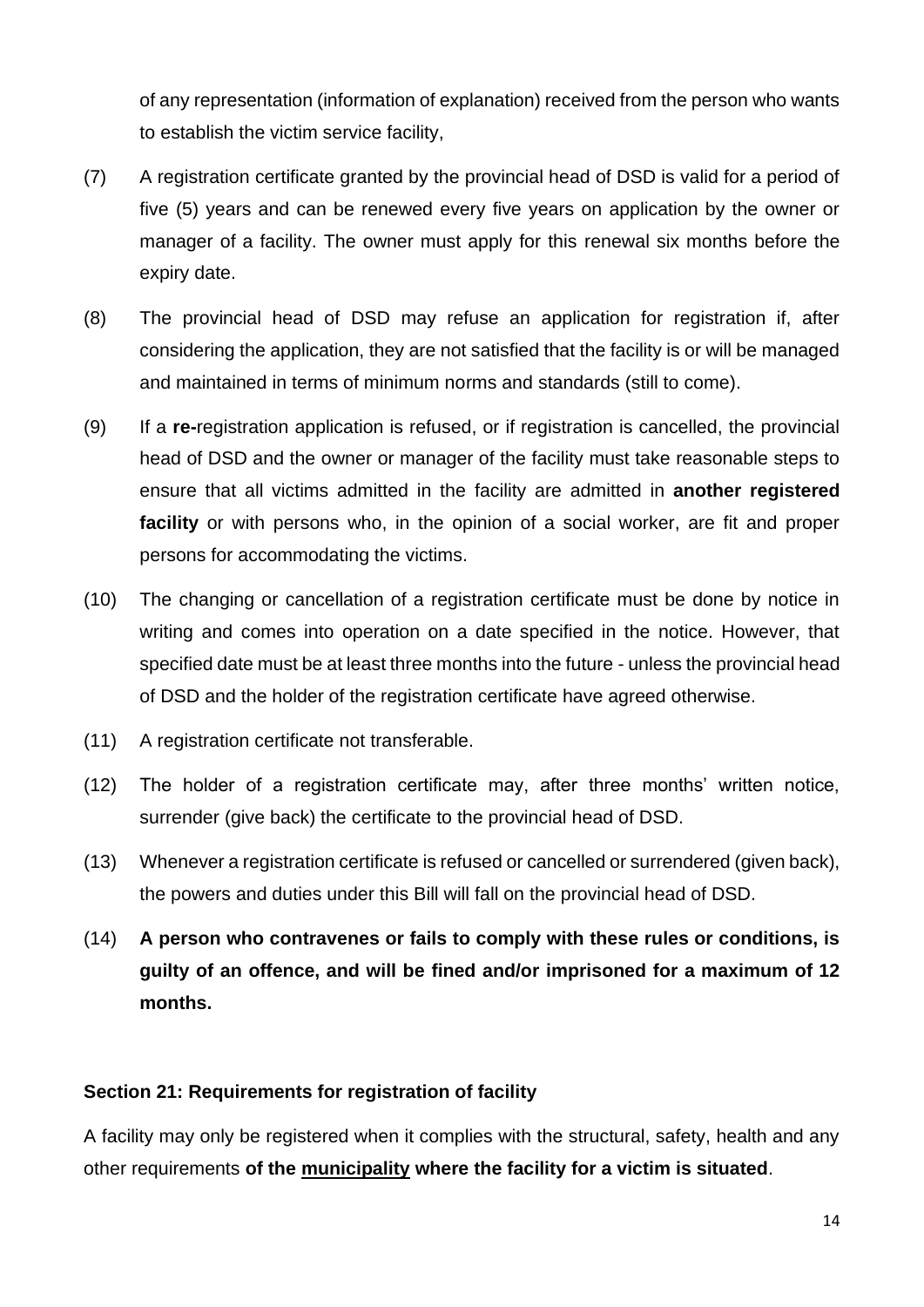of any representation (information of explanation) received from the person who wants to establish the victim service facility,

(7) A registration certificate granted by the provincial head of DSD is valid for a period of five (5) years and can be renewed every five years on application by the owner or manager of a facility. The owner must apply for this renewal six months before the expiry date.

(8) The provincial head of DSD may refuse an application for registration if, after considering the application, they are not satisfied that the facility is or will be managed and maintained in terms of minimum norms and standards (still to come).

(9) If a **re-**registration application is refused, or if registration is cancelled, the provincial head of DSD and the owner or manager of the facility must take reasonable steps to ensure that all victims admitted in the facility are admitted in **another registered facility** or with persons who, in the opinion of a social worker, are fit and proper persons for accommodating the victims.

(10) The changing or cancellation of a registration certificate must be done by notice in writing and comes into operation on a date specified in the notice. However, that specified date must be at least three months into the future - unless the provincial head of DSD and the holder of the registration certificate have agreed otherwise.

(11) A registration certificate not transferable.

(12) The holder of a registration certificate may, after three months' written notice, surrender (give back) the certificate to the provincial head of DSD.

(13) Whenever a registration certificate is refused or cancelled or surrendered (given back), the powers and duties under this Bill will fall on the provincial head of DSD.

(14) **A person who contravenes or fails to comply with these rules or conditions, is guilty of an offence, and will be fined and/or imprisoned for a maximum of 12 months.**

**Section 21: Requirements for registration of facility**

A facility may only be registered when it complies with the structural, safety, health and any other requirements **of the <u>municipality</u> where the facility for a victim is situated**.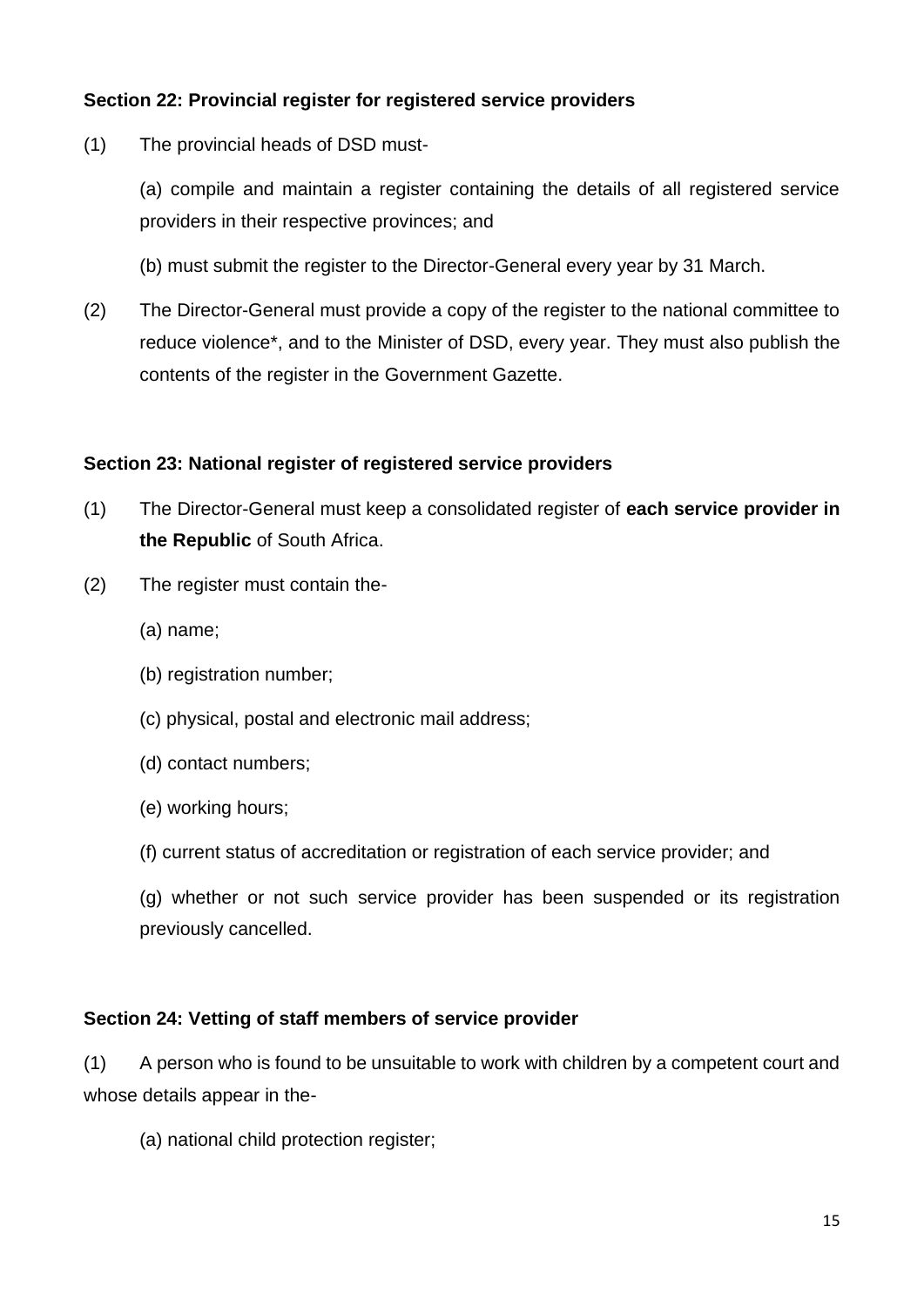**Section 22: Provincial register for registered service providers**

(1) The provincial heads of DSD must-

(a) compile and maintain a register containing the details of all registered service providers in their respective provinces; and

(b) must submit the register to the Director-General every year by 31 March.

(2) The Director-General must provide a copy of the register to the national committee to reduce violence*, and to the Minister of DSD, every year. They must also publish the contents of the register in the Government Gazette.

**Section 23: National register of registered service providers**

(1) The Director-General must keep a consolidated register of **each service provider in the Republic** of South Africa.

(2) The register must contain the-

(a) name;

(b) registration number;

(c) physical, postal and electronic mail address;

(d) contact numbers;

(e) working hours;

(f) current status of accreditation or registration of each service provider; and

(g) whether or not such service provider has been suspended or its registration previously cancelled.

**Section 24: Vetting of staff members of service provider**

(1) A person who is found to be unsuitable to work with children by a competent court and whose details appear in the-

(a) national child protection register;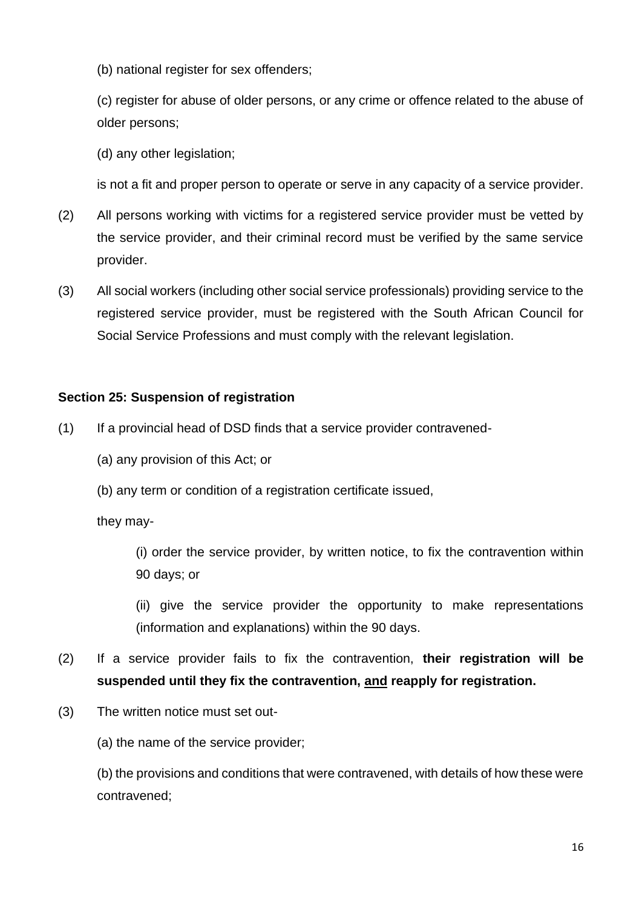(b) national register for sex offenders;

(c) register for abuse of older persons, or any crime or offence related to the abuse of older persons;

(d) any other legislation;

is not a fit and proper person to operate or serve in any capacity of a service provider.

(2) All persons working with victims for a registered service provider must be vetted by the service provider, and their criminal record must be verified by the same service provider.

(3) All social workers (including other social service professionals) providing service to the registered service provider, must be registered with the South African Council for Social Service Professions and must comply with the relevant legislation.

**Section 25: Suspension of registration**

(1) If a provincial head of DSD finds that a service provider contravened-

(a) any provision of this Act; or

(b) any term or condition of a registration certificate issued,

they may-

(i) order the service provider, by written notice, to fix the contravention within 90 days; or

(ii) give the service provider the opportunity to make representations (information and explanations) within the 90 days.

(2) If a service provider fails to fix the contravention, **their registration will be suspended until they fix the contravention, <u>and</u> reapply for registration.**

(3) The written notice must set out-

(a) the name of the service provider;

(b) the provisions and conditions that were contravened, with details of how these were contravened;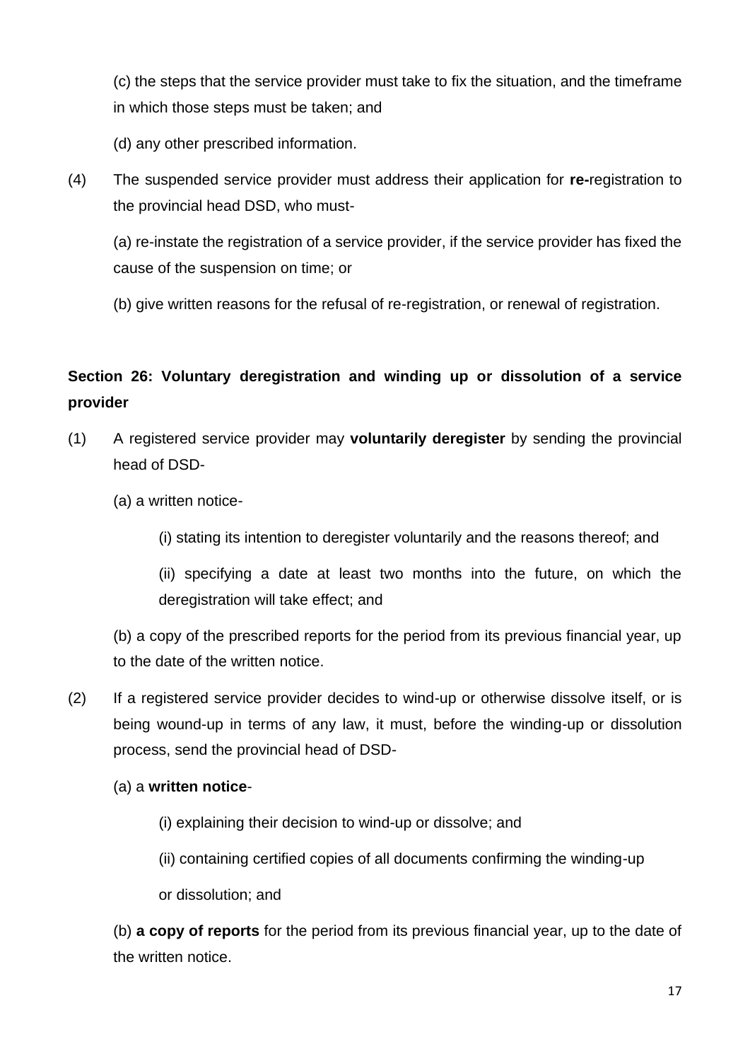(c) the steps that the service provider must take to fix the situation, and the timeframe in which those steps must be taken; and

(d) any other prescribed information.

(4) The suspended service provider must address their application for **re-**registration to the provincial head DSD, who must-

(a) re-instate the registration of a service provider, if the service provider has fixed the cause of the suspension on time; or

(b) give written reasons for the refusal of re-registration, or renewal of registration.

**Section 26: Voluntary deregistration and winding up or dissolution of a service provider**

(1) A registered service provider may **voluntarily deregister** by sending the provincial head of DSD-

(a) a written notice-

(i) stating its intention to deregister voluntarily and the reasons thereof; and

(ii) specifying a date at least two months into the future, on which the deregistration will take effect; and

(b) a copy of the prescribed reports for the period from its previous financial year, up to the date of the written notice.

(2) If a registered service provider decides to wind-up or otherwise dissolve itself, or is being wound-up in terms of any law, it must, before the winding-up or dissolution process, send the provincial head of DSD-

(a) a **written notice**-

(i) explaining their decision to wind-up or dissolve; and

(ii) containing certified copies of all documents confirming the winding-up or dissolution; and

(b) **a copy of reports** for the period from its previous financial year, up to the date of the written notice.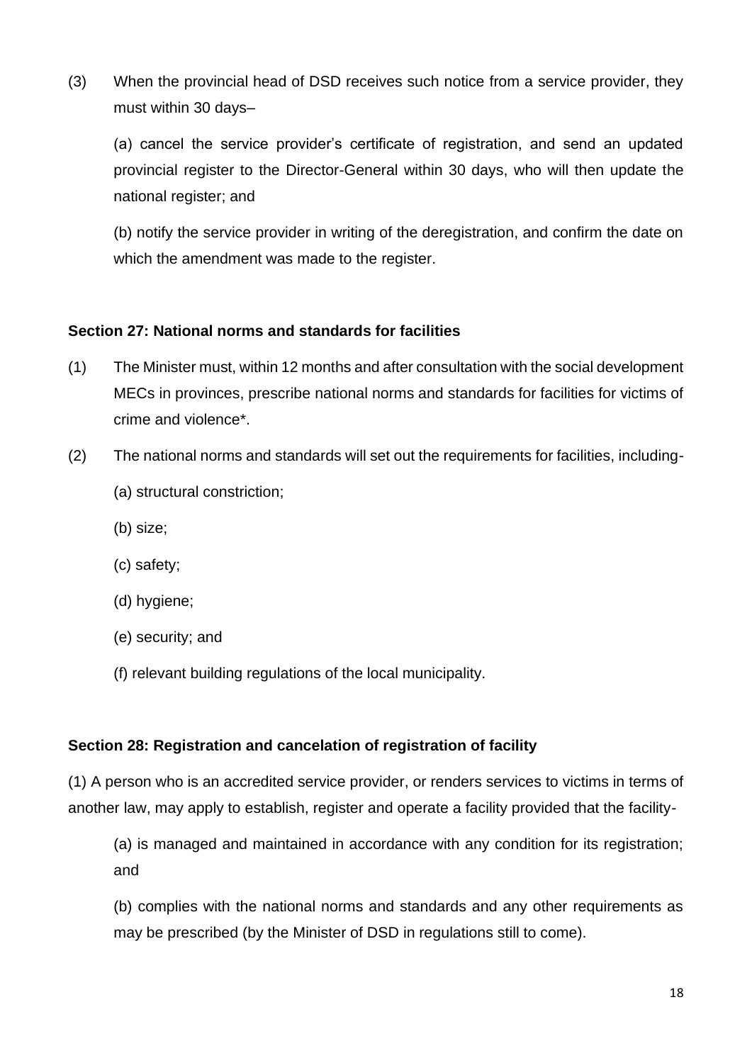(3) When the provincial head of DSD receives such notice from a service provider, they must within 30 days–

(a) cancel the service provider's certificate of registration, and send an updated provincial register to the Director-General within 30 days, who will then update the national register; and

(b) notify the service provider in writing of the deregistration, and confirm the date on which the amendment was made to the register.

**Section 27: National norms and standards for facilities**

(1) The Minister must, within 12 months and after consultation with the social development MECs in provinces, prescribe national norms and standards for facilities for victims of crime and violence*.

(2) The national norms and standards will set out the requirements for facilities, including-

(a) structural constriction;

(b) size;

(c) safety;

(d) hygiene;

(e) security; and

(f) relevant building regulations of the local municipality.

**Section 28: Registration and cancelation of registration of facility**

(1) A person who is an accredited service provider, or renders services to victims in terms of another law, may apply to establish, register and operate a facility provided that the facility-

(a) is managed and maintained in accordance with any condition for its registration; and

(b) complies with the national norms and standards and any other requirements as may be prescribed (by the Minister of DSD in regulations still to come).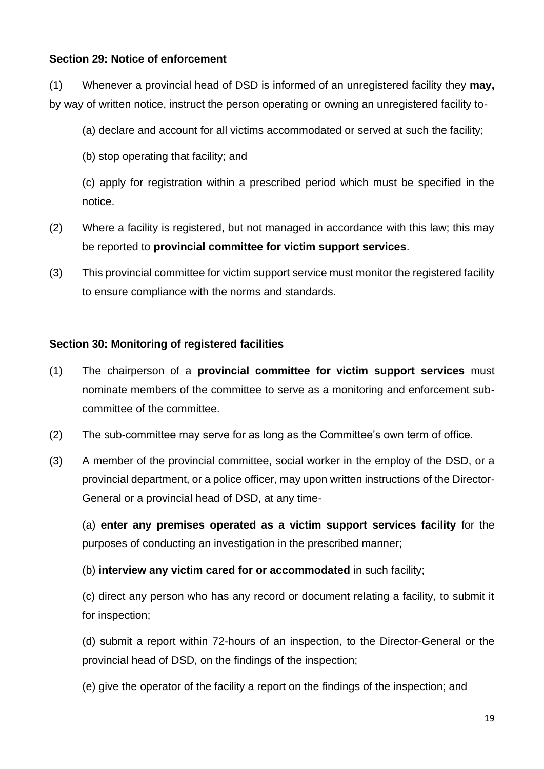**Section 29: Notice of enforcement**

(1) Whenever a provincial head of DSD is informed of an unregistered facility they **may,** by way of written notice, instruct the person operating or owning an unregistered facility to-

(a) declare and account for all victims accommodated or served at such the facility;

(b) stop operating that facility; and

(c) apply for registration within a prescribed period which must be specified in the notice.

(2) Where a facility is registered, but not managed in accordance with this law; this may be reported to **provincial committee for victim support services**.

(3) This provincial committee for victim support service must monitor the registered facility to ensure compliance with the norms and standards.

**Section 30: Monitoring of registered facilities**

(1) The chairperson of a **provincial committee for victim support services** must nominate members of the committee to serve as a monitoring and enforcement sub-committee of the committee.

(2) The sub-committee may serve for as long as the Committee's own term of office.

(3) A member of the provincial committee, social worker in the employ of the DSD, or a provincial department, or a police officer, may upon written instructions of the Director-General or a provincial head of DSD, at any time-

(a) **enter any premises operated as a victim support services facility** for the purposes of conducting an investigation in the prescribed manner;

(b) **interview any victim cared for or accommodated** in such facility;

(c) direct any person who has any record or document relating a facility, to submit it for inspection;

(d) submit a report within 72-hours of an inspection, to the Director-General or the provincial head of DSD, on the findings of the inspection;

(e) give the operator of the facility a report on the findings of the inspection; and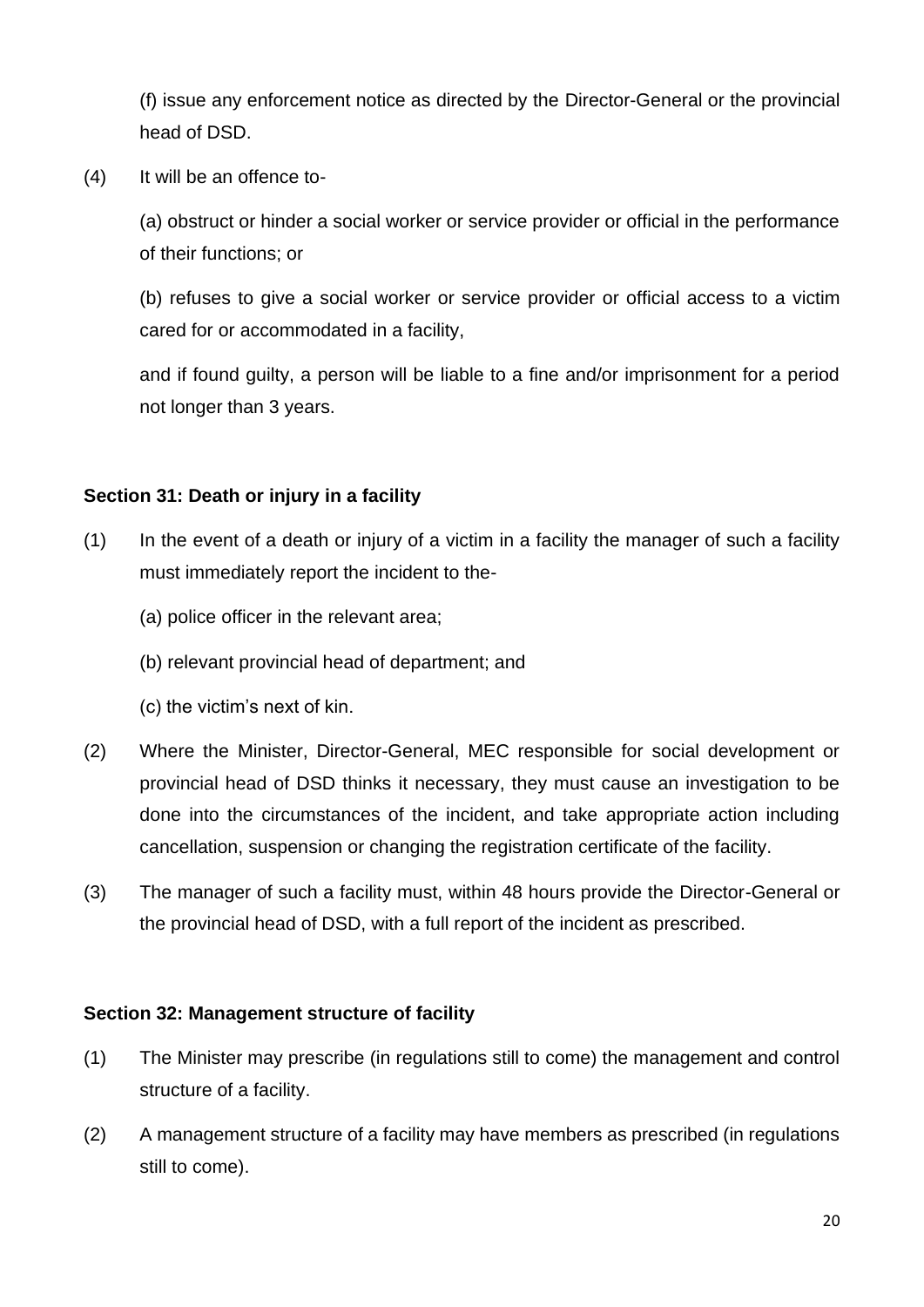(f) issue any enforcement notice as directed by the Director-General or the provincial head of DSD.

(4) It will be an offence to-

(a) obstruct or hinder a social worker or service provider or official in the performance of their functions; or

(b) refuses to give a social worker or service provider or official access to a victim cared for or accommodated in a facility,

and if found guilty, a person will be liable to a fine and/or imprisonment for a period not longer than 3 years.

**Section 31: Death or injury in a facility**

(1) In the event of a death or injury of a victim in a facility the manager of such a facility must immediately report the incident to the-

(a) police officer in the relevant area;

(b) relevant provincial head of department; and

(c) the victim's next of kin.

(2) Where the Minister, Director-General, MEC responsible for social development or provincial head of DSD thinks it necessary, they must cause an investigation to be done into the circumstances of the incident, and take appropriate action including cancellation, suspension or changing the registration certificate of the facility.

(3) The manager of such a facility must, within 48 hours provide the Director-General or the provincial head of DSD, with a full report of the incident as prescribed.

**Section 32: Management structure of facility**

(1) The Minister may prescribe (in regulations still to come) the management and control structure of a facility.

(2) A management structure of a facility may have members as prescribed (in regulations still to come).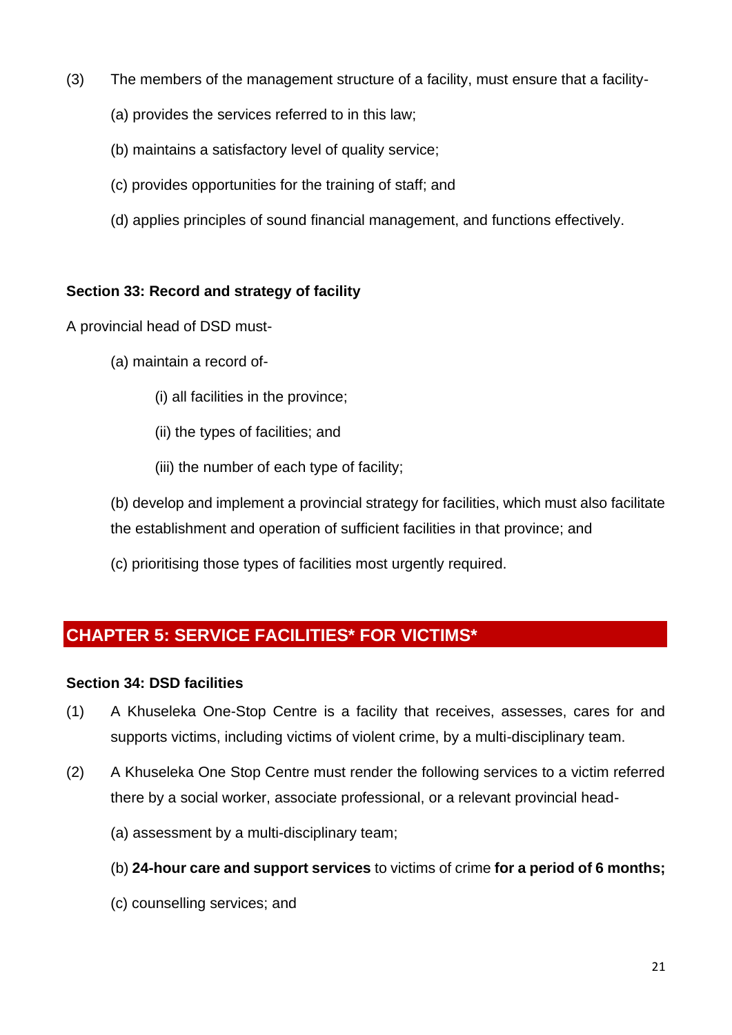(3) The members of the management structure of a facility, must ensure that a facility-

(a) provides the services referred to in this law;

(b) maintains a satisfactory level of quality service;

(c) provides opportunities for the training of staff; and

(d) applies principles of sound financial management, and functions effectively.

**Section 33: Record and strategy of facility**

A provincial head of DSD must-

(a) maintain a record of-

(i) all facilities in the province;

(ii) the types of facilities; and

(iii) the number of each type of facility;

(b) develop and implement a provincial strategy for facilities, which must also facilitate the establishment and operation of sufficient facilities in that province; and

(c) prioritising those types of facilities most urgently required.

## CHAPTER 5: SERVICE FACILITIES* FOR VICTIMS*

**Section 34: DSD facilities**

(1) A Khuseleka One-Stop Centre is a facility that receives, assesses, cares for and supports victims, including victims of violent crime, by a multi-disciplinary team.

(2) A Khuseleka One Stop Centre must render the following services to a victim referred there by a social worker, associate professional, or a relevant provincial head-

(a) assessment by a multi-disciplinary team;

(b) **24-hour care and support services** to victims of crime **for a period of 6 months;**

(c) counselling services; and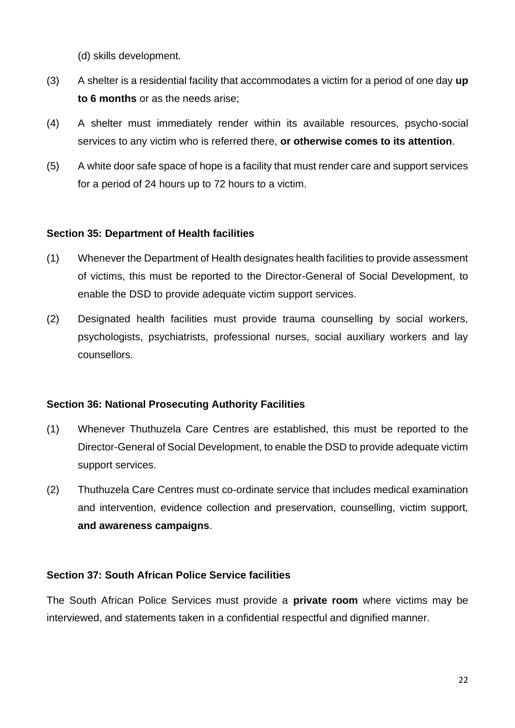(d) skills development.

(3) A shelter is a residential facility that accommodates a victim for a period of one day **up to 6 months** or as the needs arise;

(4) A shelter must immediately render within its available resources, psycho-social services to any victim who is referred there, **or otherwise comes to its attention**.

(5) A white door safe space of hope is a facility that must render care and support services for a period of 24 hours up to 72 hours to a victim.

**Section 35: Department of Health facilities**

(1) Whenever the Department of Health designates health facilities to provide assessment of victims, this must be reported to the Director-General of Social Development, to enable the DSD to provide adequate victim support services.

(2) Designated health facilities must provide trauma counselling by social workers, psychologists, psychiatrists, professional nurses, social auxiliary workers and lay counsellors.

**Section 36: National Prosecuting Authority Facilities**

(1) Whenever Thuthuzela Care Centres are established, this must be reported to the Director-General of Social Development, to enable the DSD to provide adequate victim support services.

(2) Thuthuzela Care Centres must co-ordinate service that includes medical examination and intervention, evidence collection and preservation, counselling, victim support, **and awareness campaigns**.

**Section 37: South African Police Service facilities**

The South African Police Services must provide a **private room** where victims may be interviewed, and statements taken in a confidential respectful and dignified manner.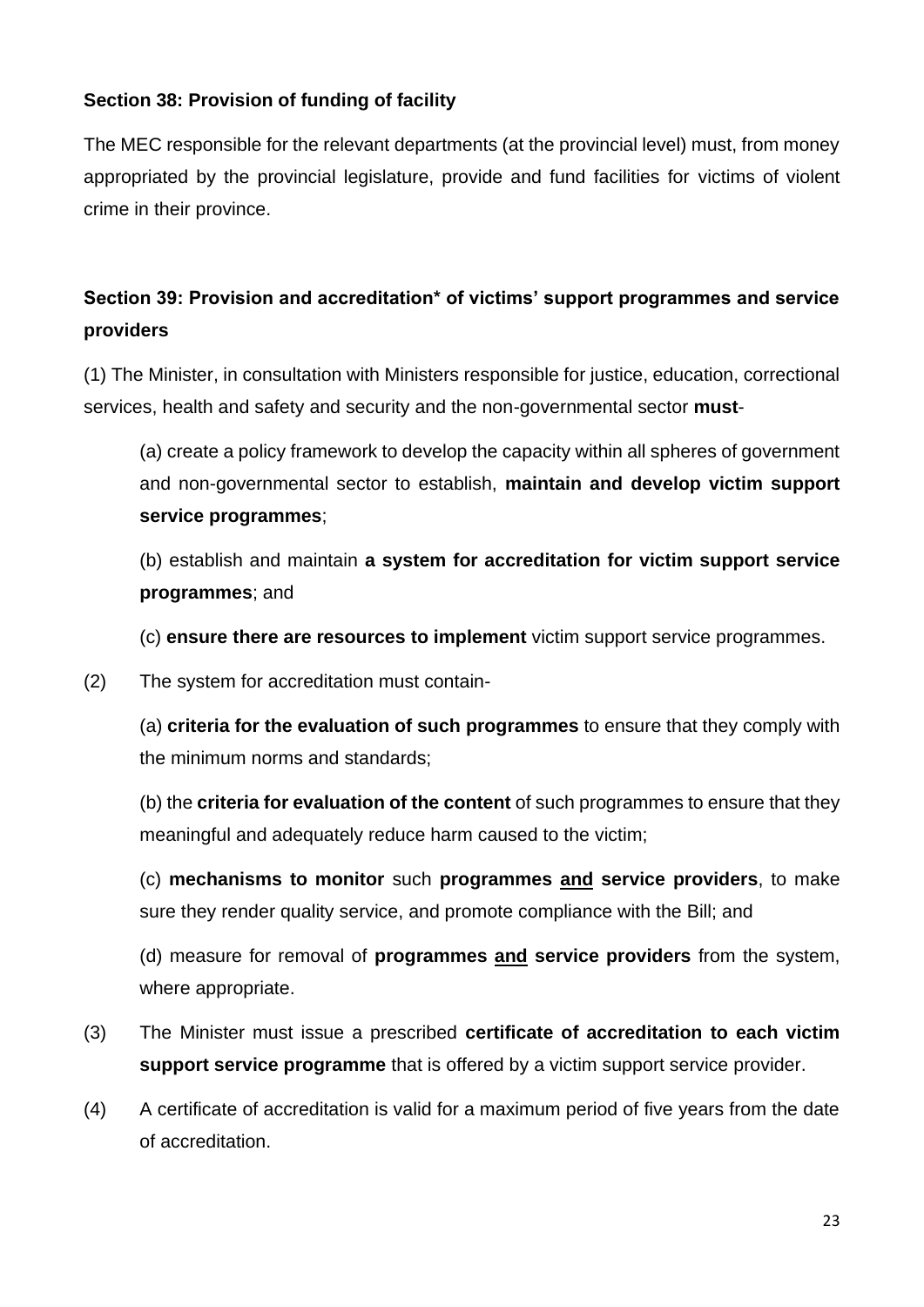**Section 38: Provision of funding of facility**

The MEC responsible for the relevant departments (at the provincial level) must, from money appropriated by the provincial legislature, provide and fund facilities for victims of violent crime in their province.

**Section 39: Provision and accreditation* of victims' support programmes and service providers**

(1) The Minister, in consultation with Ministers responsible for justice, education, correctional services, health and safety and security and the non-governmental sector **must**-

> (a) create a policy framework to develop the capacity within all spheres of government and non-governmental sector to establish, **maintain and develop victim support service programmes**;
>
> (b) establish and maintain **a system for accreditation for victim support service programmes**; and
>
> (c) **ensure there are resources to implement** victim support service programmes.

(2) The system for accreditation must contain-

> (a) **criteria for the evaluation of such programmes** to ensure that they comply with the minimum norms and standards;
>
> (b) the **criteria for evaluation of the content** of such programmes to ensure that they meaningful and adequately reduce harm caused to the victim;
>
> (c) **mechanisms to monitor** such **programmes <u>and</u> service providers**, to make sure they render quality service, and promote compliance with the Bill; and
>
> (d) measure for removal of **programmes <u>and</u> service providers** from the system, where appropriate.

(3) The Minister must issue a prescribed **certificate of accreditation to each victim support service programme** that is offered by a victim support service provider.

(4) A certificate of accreditation is valid for a maximum period of five years from the date of accreditation.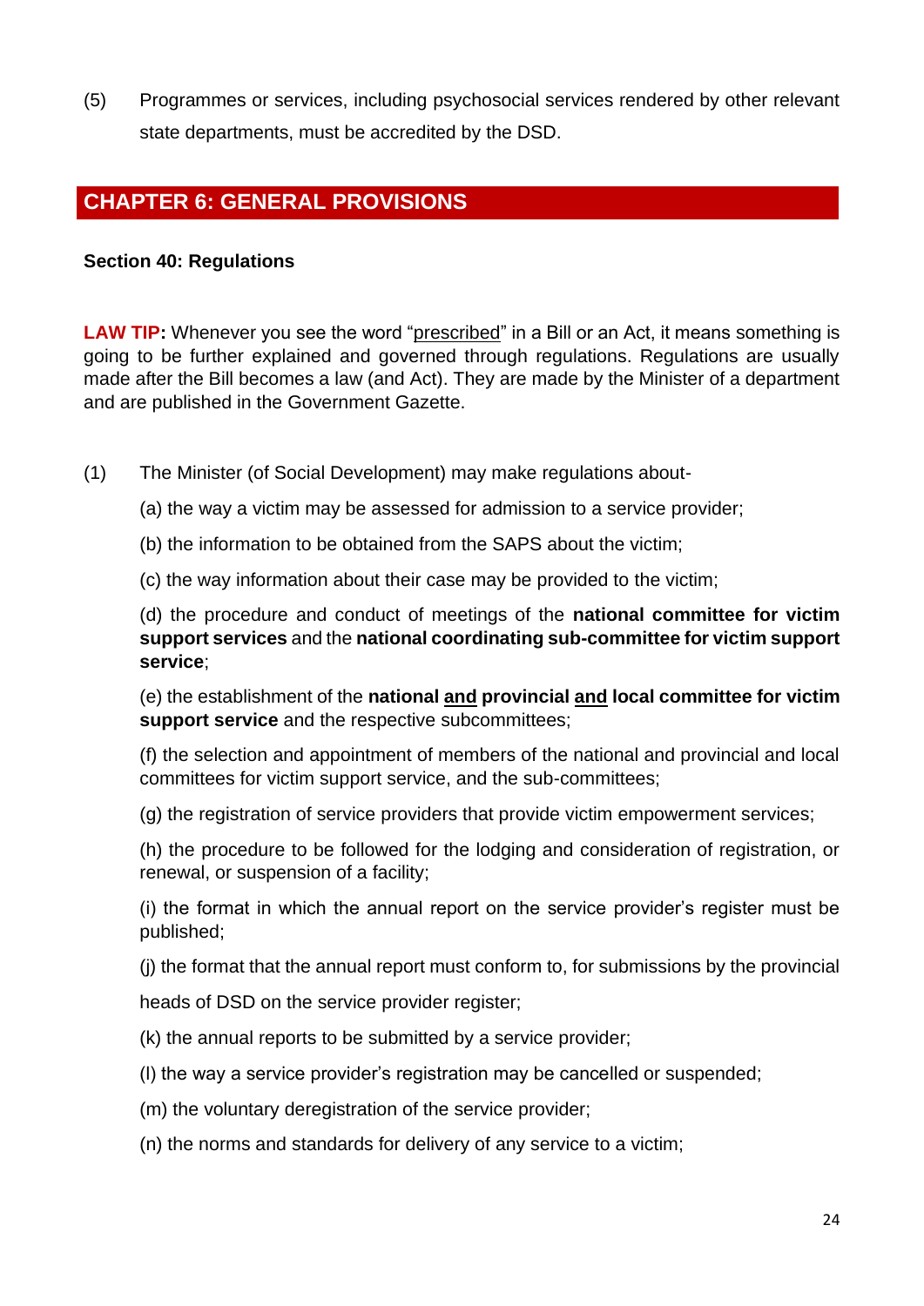(5) Programmes or services, including psychosocial services rendered by other relevant state departments, must be accredited by the DSD.

## CHAPTER 6: GENERAL PROVISIONS

### Section 40: Regulations

**LAW TIP:** Whenever you see the word "prescribed" in a Bill or an Act, it means something is going to be further explained and governed through regulations. Regulations are usually made after the Bill becomes a law (and Act). They are made by the Minister of a department and are published in the Government Gazette.

(1) The Minister (of Social Development) may make regulations about-

(a) the way a victim may be assessed for admission to a service provider;

(b) the information to be obtained from the SAPS about the victim;

(c) the way information about their case may be provided to the victim;

(d) the procedure and conduct of meetings of the **national committee for victim support services** and the **national coordinating sub-committee for victim support service**;

(e) the establishment of the **national and provincial and local committee for victim support service** and the respective subcommittees;

(f) the selection and appointment of members of the national and provincial and local committees for victim support service, and the sub-committees;

(g) the registration of service providers that provide victim empowerment services;

(h) the procedure to be followed for the lodging and consideration of registration, or renewal, or suspension of a facility;

(i) the format in which the annual report on the service provider's register must be published;

(j) the format that the annual report must conform to, for submissions by the provincial heads of DSD on the service provider register;

(k) the annual reports to be submitted by a service provider;

(l) the way a service provider's registration may be cancelled or suspended;

(m) the voluntary deregistration of the service provider;

(n) the norms and standards for delivery of any service to a victim;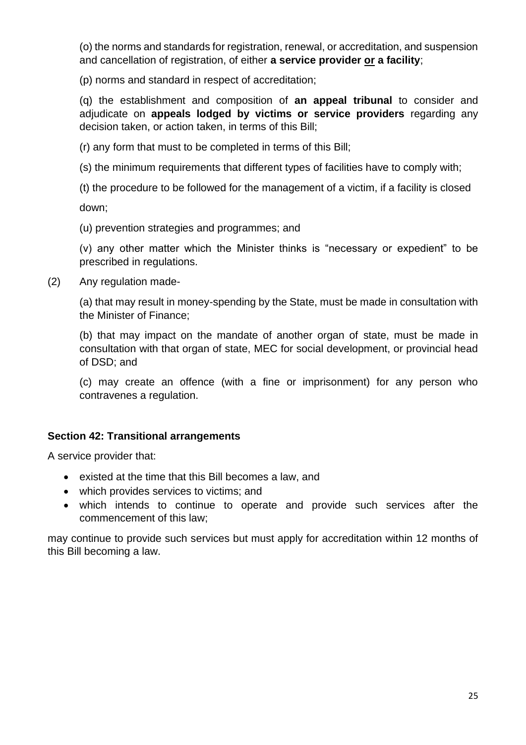(o) the norms and standards for registration, renewal, or accreditation, and suspension and cancellation of registration, of either **a service provider <u>or</u> a facility**;

(p) norms and standard in respect of accreditation;

(q) the establishment and composition of **an appeal tribunal** to consider and adjudicate on **appeals lodged by victims or service providers** regarding any decision taken, or action taken, in terms of this Bill;

(r) any form that must to be completed in terms of this Bill;

(s) the minimum requirements that different types of facilities have to comply with;

(t) the procedure to be followed for the management of a victim, if a facility is closed down;

(u) prevention strategies and programmes; and

(v) any other matter which the Minister thinks is "necessary or expedient" to be prescribed in regulations.

(2) Any regulation made-

(a) that may result in money-spending by the State, must be made in consultation with the Minister of Finance;

(b) that may impact on the mandate of another organ of state, must be made in consultation with that organ of state, MEC for social development, or provincial head of DSD; and

(c) may create an offence (with a fine or imprisonment) for any person who contravenes a regulation.

### Section 42: Transitional arrangements

A service provider that:

- existed at the time that this Bill becomes a law, and
- which provides services to victims; and
- which intends to continue to operate and provide such services after the commencement of this law;

may continue to provide such services but must apply for accreditation within 12 months of this Bill becoming a law.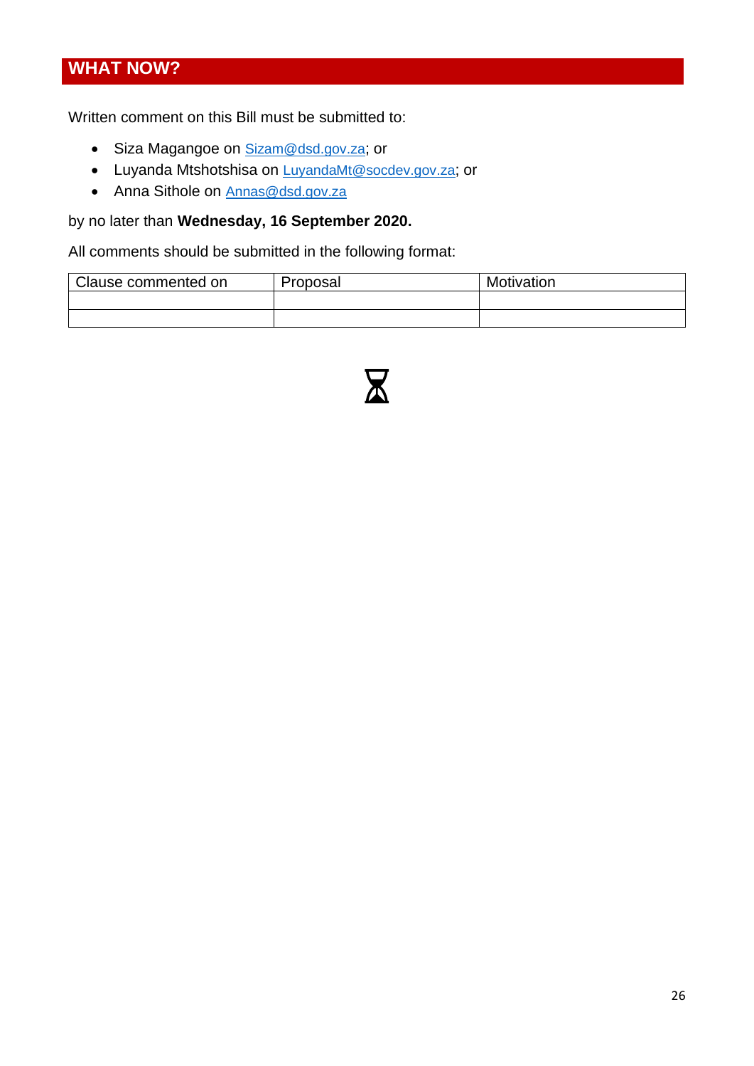## WHAT NOW?

Written comment on this Bill must be submitted to:

- Siza Magangoe on Sizam@dsd.gov.za; or
- Luyanda Mtshotshisa on LuyandaMt@socdev.gov.za; or
- Anna Sithole on Annas@dsd.gov.za

by no later than **Wednesday, 16 September 2020.**

All comments should be submitted in the following format:

| Clause commented on | Proposal | Motivation |
|---|---|---|
| | | |
| | | |